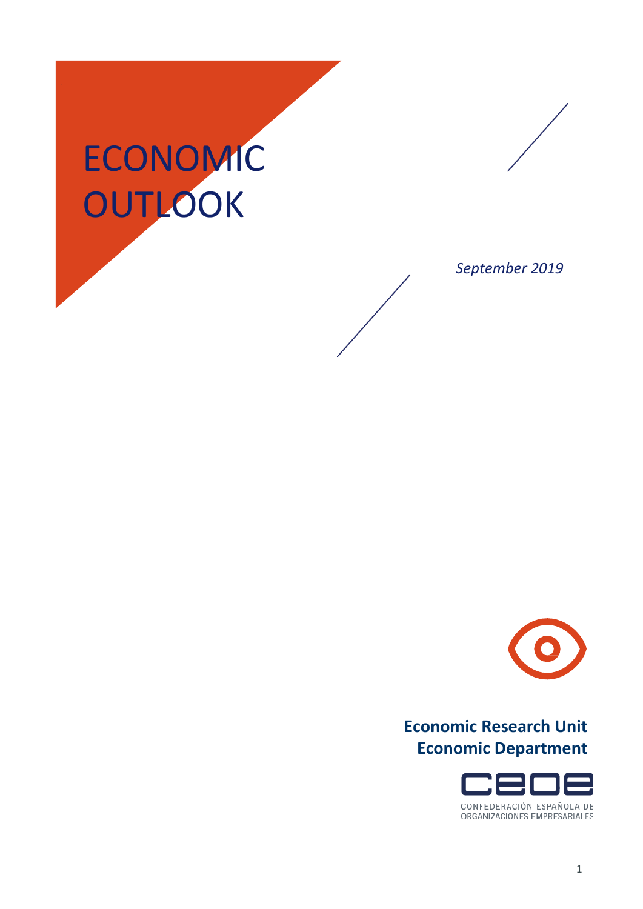# ECONOMIC OUTLOOK

*September 2019*

**Economic Research Unit**
**Economic Department**

CEOE
CONFEDERACIÓN ESPAÑOLA DE ORGANIZACIONES EMPRESARIALES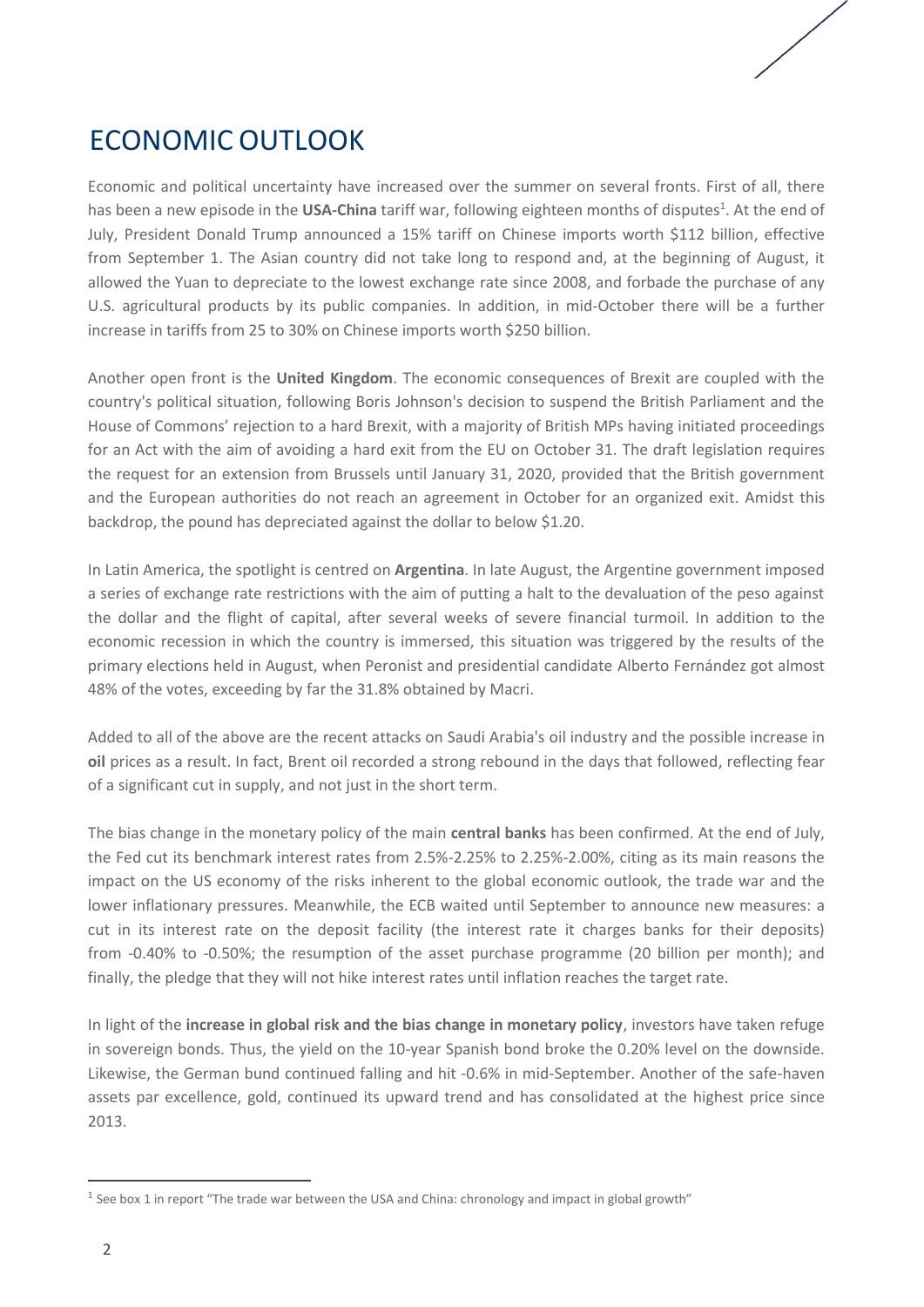# ECONOMIC OUTLOOK

Economic and political uncertainty have increased over the summer on several fronts. First of all, there has been a new episode in the **USA-China** tariff war, following eighteen months of disputes[1]. At the end of July, President Donald Trump announced a 15% tariff on Chinese imports worth $112 billion, effective from September 1. The Asian country did not take long to respond and, at the beginning of August, it allowed the Yuan to depreciate to the lowest exchange rate since 2008, and forbade the purchase of any U.S. agricultural products by its public companies. In addition, in mid-October there will be a further increase in tariffs from 25 to 30% on Chinese imports worth $250 billion.

Another open front is the **United Kingdom**. The economic consequences of Brexit are coupled with the country's political situation, following Boris Johnson's decision to suspend the British Parliament and the House of Commons' rejection to a hard Brexit, with a majority of British MPs having initiated proceedings for an Act with the aim of avoiding a hard exit from the EU on October 31. The draft legislation requires the request for an extension from Brussels until January 31, 2020, provided that the British government and the European authorities do not reach an agreement in October for an organized exit. Amidst this backdrop, the pound has depreciated against the dollar to below $1.20.

In Latin America, the spotlight is centred on **Argentina**. In late August, the Argentine government imposed a series of exchange rate restrictions with the aim of putting a halt to the devaluation of the peso against the dollar and the flight of capital, after several weeks of severe financial turmoil. In addition to the economic recession in which the country is immersed, this situation was triggered by the results of the primary elections held in August, when Peronist and presidential candidate Alberto Fernández got almost 48% of the votes, exceeding by far the 31.8% obtained by Macri.

Added to all of the above are the recent attacks on Saudi Arabia's oil industry and the possible increase in **oil** prices as a result. In fact, Brent oil recorded a strong rebound in the days that followed, reflecting fear of a significant cut in supply, and not just in the short term.

The bias change in the monetary policy of the main **central banks** has been confirmed. At the end of July, the Fed cut its benchmark interest rates from 2.5%-2.25% to 2.25%-2.00%, citing as its main reasons the impact on the US economy of the risks inherent to the global economic outlook, the trade war and the lower inflationary pressures. Meanwhile, the ECB waited until September to announce new measures: a cut in its interest rate on the deposit facility (the interest rate it charges banks for their deposits) from -0.40% to -0.50%; the resumption of the asset purchase programme (20 billion per month); and finally, the pledge that they will not hike interest rates until inflation reaches the target rate.

In light of the **increase in global risk and the bias change in monetary policy**, investors have taken refuge in sovereign bonds. Thus, the yield on the 10-year Spanish bond broke the 0.20% level on the downside. Likewise, the German bund continued falling and hit -0.6% in mid-September. Another of the safe-haven assets par excellence, gold, continued its upward trend and has consolidated at the highest price since 2013.

[1] See box 1 in report "The trade war between the USA and China: chronology and impact in global growth"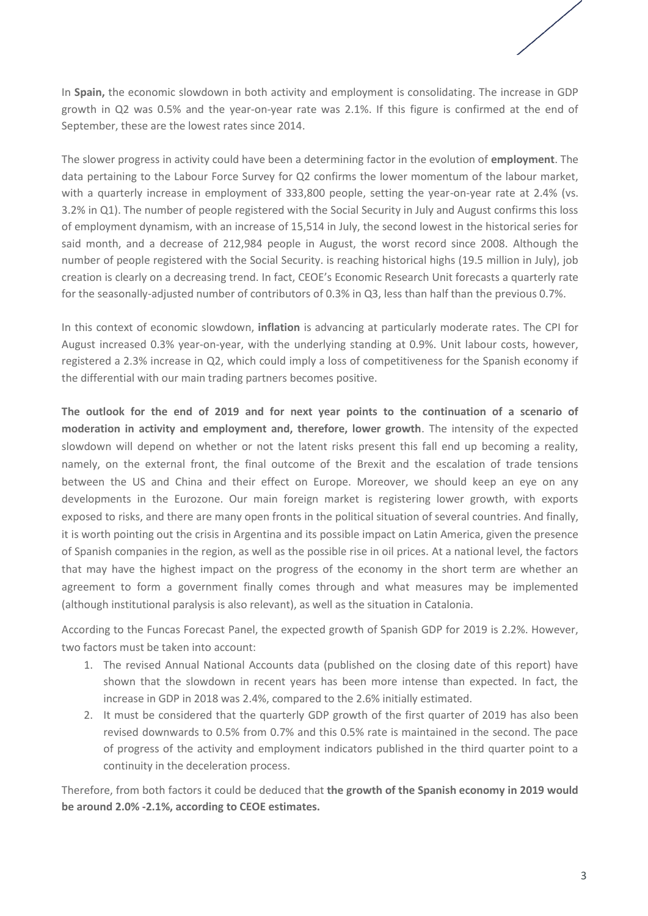In **Spain,** the economic slowdown in both activity and employment is consolidating. The increase in GDP growth in Q2 was 0.5% and the year-on-year rate was 2.1%. If this figure is confirmed at the end of September, these are the lowest rates since 2014.

The slower progress in activity could have been a determining factor in the evolution of **employment**. The data pertaining to the Labour Force Survey for Q2 confirms the lower momentum of the labour market, with a quarterly increase in employment of 333,800 people, setting the year-on-year rate at 2.4% (vs. 3.2% in Q1). The number of people registered with the Social Security in July and August confirms this loss of employment dynamism, with an increase of 15,514 in July, the second lowest in the historical series for said month, and a decrease of 212,984 people in August, the worst record since 2008. Although the number of people registered with the Social Security. is reaching historical highs (19.5 million in July), job creation is clearly on a decreasing trend. In fact, CEOE's Economic Research Unit forecasts a quarterly rate for the seasonally-adjusted number of contributors of 0.3% in Q3, less than half than the previous 0.7%.

In this context of economic slowdown, **inflation** is advancing at particularly moderate rates. The CPI for August increased 0.3% year-on-year, with the underlying standing at 0.9%. Unit labour costs, however, registered a 2.3% increase in Q2, which could imply a loss of competitiveness for the Spanish economy if the differential with our main trading partners becomes positive.

**The outlook for the end of 2019 and for next year points to the continuation of a scenario of moderation in activity and employment and, therefore, lower growth**. The intensity of the expected slowdown will depend on whether or not the latent risks present this fall end up becoming a reality, namely, on the external front, the final outcome of the Brexit and the escalation of trade tensions between the US and China and their effect on Europe. Moreover, we should keep an eye on any developments in the Eurozone. Our main foreign market is registering lower growth, with exports exposed to risks, and there are many open fronts in the political situation of several countries. And finally, it is worth pointing out the crisis in Argentina and its possible impact on Latin America, given the presence of Spanish companies in the region, as well as the possible rise in oil prices. At a national level, the factors that may have the highest impact on the progress of the economy in the short term are whether an agreement to form a government finally comes through and what measures may be implemented (although institutional paralysis is also relevant), as well as the situation in Catalonia.

According to the Funcas Forecast Panel, the expected growth of Spanish GDP for 2019 is 2.2%. However, two factors must be taken into account:

1. The revised Annual National Accounts data (published on the closing date of this report) have shown that the slowdown in recent years has been more intense than expected. In fact, the increase in GDP in 2018 was 2.4%, compared to the 2.6% initially estimated.
2. It must be considered that the quarterly GDP growth of the first quarter of 2019 has also been revised downwards to 0.5% from 0.7% and this 0.5% rate is maintained in the second. The pace of progress of the activity and employment indicators published in the third quarter point to a continuity in the deceleration process.

Therefore, from both factors it could be deduced that **the growth of the Spanish economy in 2019 would be around 2.0% -2.1%, according to CEOE estimates.**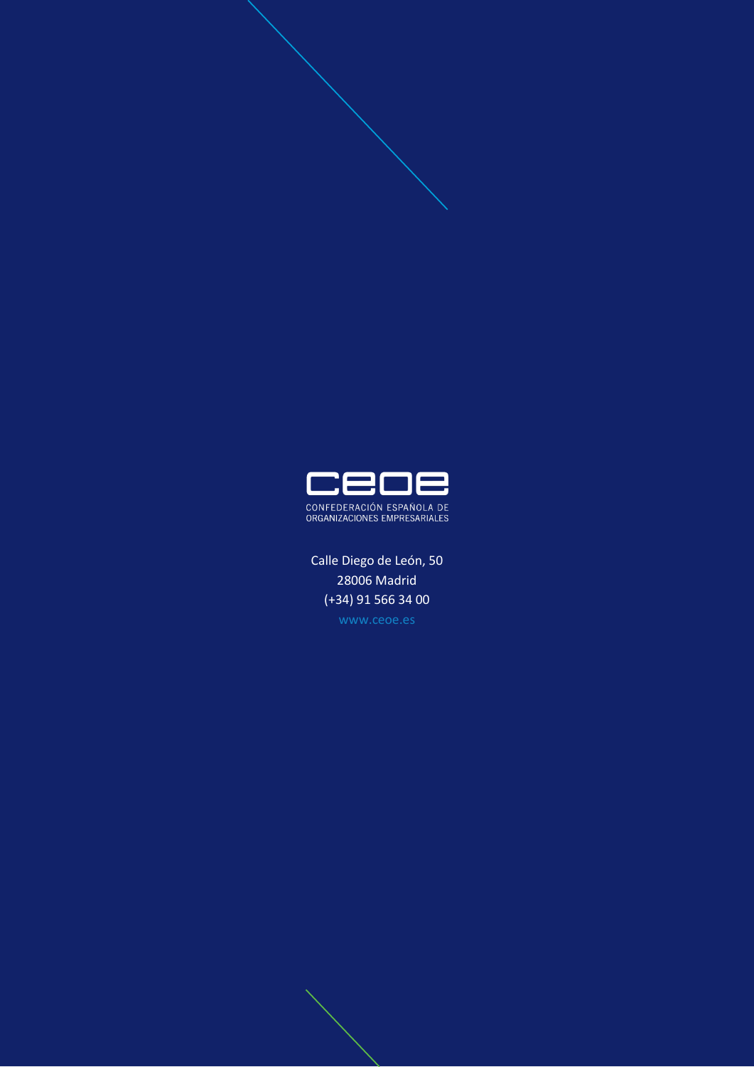ceoe

CONFEDERACIÓN ESPAÑOLA DE
ORGANIZACIONES EMPRESARIALES

Calle Diego de León, 50
28006 Madrid
(+34) 91 566 34 00
www.ceoe.es